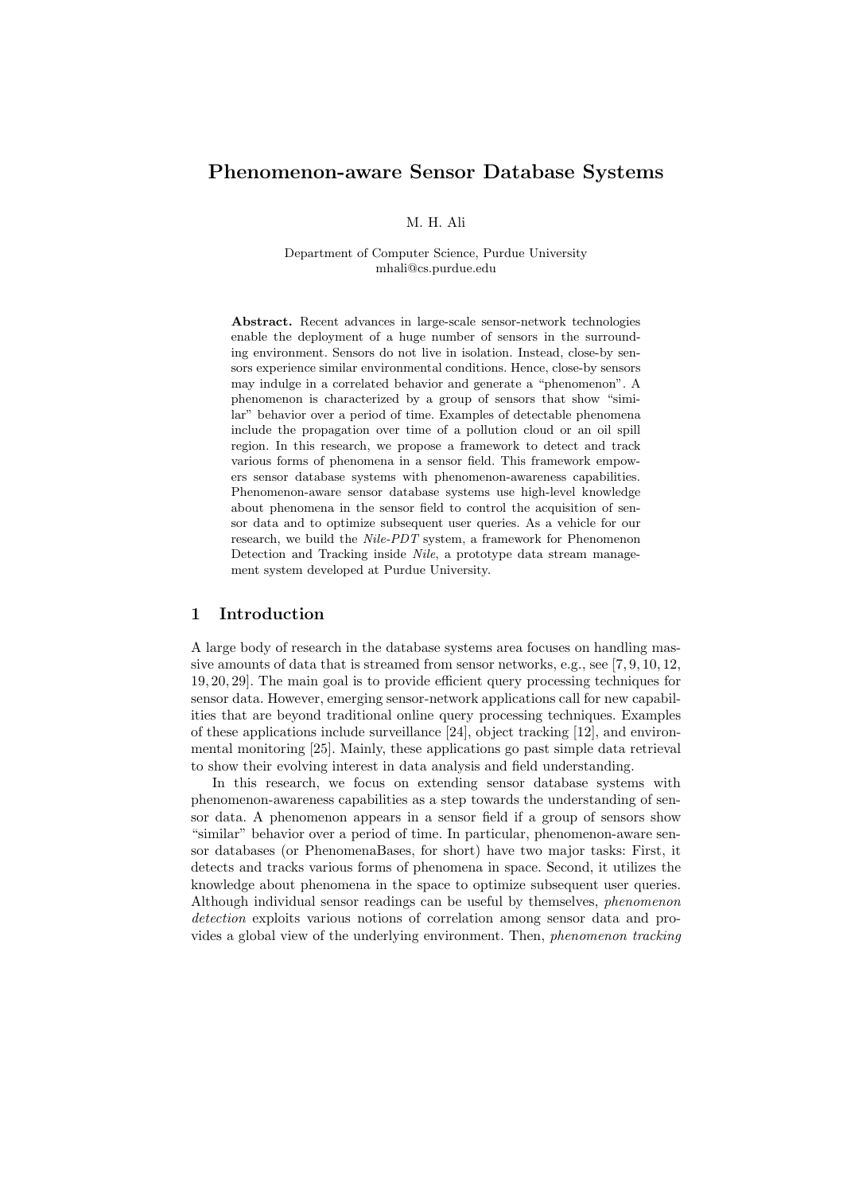# Phenomenon-aware Sensor Database Systems

M. H. Ali

Department of Computer Science, Purdue University
mhali@cs.purdue.edu

**Abstract.** Recent advances in large-scale sensor-network technologies enable the deployment of a huge number of sensors in the surrounding environment. Sensors do not live in isolation. Instead, close-by sensors experience similar environmental conditions. Hence, close-by sensors may indulge in a correlated behavior and generate a "phenomenon". A phenomenon is characterized by a group of sensors that show "similar" behavior over a period of time. Examples of detectable phenomena include the propagation over time of a pollution cloud or an oil spill region. In this research, we propose a framework to detect and track various forms of phenomena in a sensor field. This framework empowers sensor database systems with phenomenon-awareness capabilities. Phenomenon-aware sensor database systems use high-level knowledge about phenomena in the sensor field to control the acquisition of sensor data and to optimize subsequent user queries. As a vehicle for our research, we build the *Nile-PDT* system, a framework for Phenomenon Detection and Tracking inside *Nile*, a prototype data stream management system developed at Purdue University.

## 1 Introduction

A large body of research in the database systems area focuses on handling massive amounts of data that is streamed from sensor networks, e.g., see [7, 9, 10, 12, 19, 20, 29]. The main goal is to provide efficient query processing techniques for sensor data. However, emerging sensor-network applications call for new capabilities that are beyond traditional online query processing techniques. Examples of these applications include surveillance [24], object tracking [12], and environmental monitoring [25]. Mainly, these applications go past simple data retrieval to show their evolving interest in data analysis and field understanding.

In this research, we focus on extending sensor database systems with phenomenon-awareness capabilities as a step towards the understanding of sensor data. A phenomenon appears in a sensor field if a group of sensors show "similar" behavior over a period of time. In particular, phenomenon-aware sensor databases (or PhenomenaBases, for short) have two major tasks: First, it detects and tracks various forms of phenomena in space. Second, it utilizes the knowledge about phenomena in the space to optimize subsequent user queries. Although individual sensor readings can be useful by themselves, *phenomenon detection* exploits various notions of correlation among sensor data and provides a global view of the underlying environment. Then, *phenomenon tracking*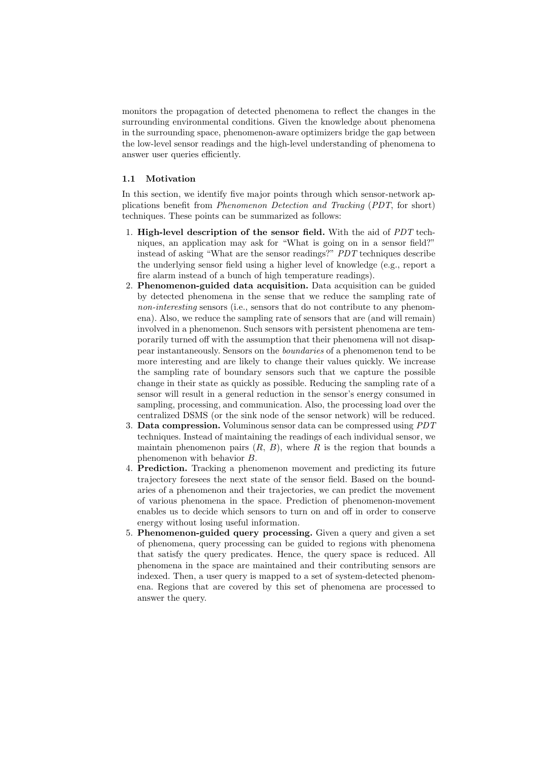monitors the propagation of detected phenomena to reflect the changes in the surrounding environmental conditions. Given the knowledge about phenomena in the surrounding space, phenomenon-aware optimizers bridge the gap between the low-level sensor readings and the high-level understanding of phenomena to answer user queries efficiently.

### 1.1 Motivation

In this section, we identify five major points through which sensor-network applications benefit from *Phenomenon Detection and Tracking* (*PDT*, for short) techniques. These points can be summarized as follows:

1. **High-level description of the sensor field.** With the aid of *PDT* techniques, an application may ask for "What is going on in a sensor field?" instead of asking "What are the sensor readings?" *PDT* techniques describe the underlying sensor field using a higher level of knowledge (e.g., report a fire alarm instead of a bunch of high temperature readings).
2. **Phenomenon-guided data acquisition.** Data acquisition can be guided by detected phenomena in the sense that we reduce the sampling rate of *non-interesting* sensors (i.e., sensors that do not contribute to any phenomena). Also, we reduce the sampling rate of sensors that are (and will remain) involved in a phenomenon. Such sensors with persistent phenomena are temporarily turned off with the assumption that their phenomena will not disappear instantaneously. Sensors on the *boundaries* of a phenomenon tend to be more interesting and are likely to change their values quickly. We increase the sampling rate of boundary sensors such that we capture the possible change in their state as quickly as possible. Reducing the sampling rate of a sensor will result in a general reduction in the sensor's energy consumed in sampling, processing, and communication. Also, the processing load over the centralized DSMS (or the sink node of the sensor network) will be reduced.
3. **Data compression.** Voluminous sensor data can be compressed using *PDT* techniques. Instead of maintaining the readings of each individual sensor, we maintain phenomenon pairs ($R$, $B$), where $R$ is the region that bounds a phenomenon with behavior $B$.
4. **Prediction.** Tracking a phenomenon movement and predicting its future trajectory foresees the next state of the sensor field. Based on the boundaries of a phenomenon and their trajectories, we can predict the movement of various phenomena in the space. Prediction of phenomenon-movement enables us to decide which sensors to turn on and off in order to conserve energy without losing useful information.
5. **Phenomenon-guided query processing.** Given a query and given a set of phenomena, query processing can be guided to regions with phenomena that satisfy the query predicates. Hence, the query space is reduced. All phenomena in the space are maintained and their contributing sensors are indexed. Then, a user query is mapped to a set of system-detected phenomena. Regions that are covered by this set of phenomena are processed to answer the query.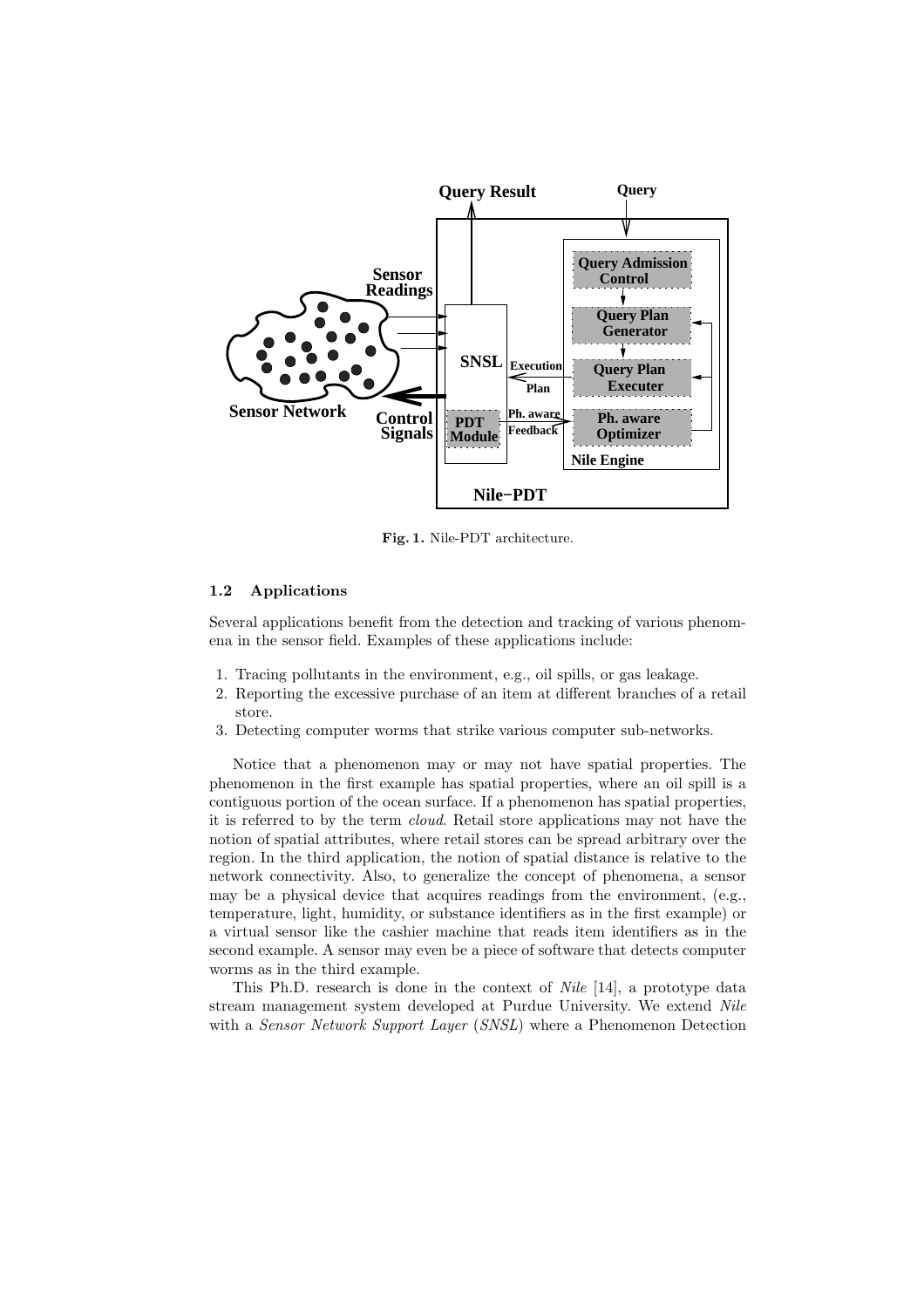**Fig. 1.** Nile-PDT architecture.

### 1.2 Applications

Several applications benefit from the detection and tracking of various phenomena in the sensor field. Examples of these applications include:

1. Tracing pollutants in the environment, e.g., oil spills, or gas leakage.
2. Reporting the excessive purchase of an item at different branches of a retail store.
3. Detecting computer worms that strike various computer sub-networks.

Notice that a phenomenon may or may not have spatial properties. The phenomenon in the first example has spatial properties, where an oil spill is a contiguous portion of the ocean surface. If a phenomenon has spatial properties, it is referred to by the term *cloud*. Retail store applications may not have the notion of spatial attributes, where retail stores can be spread arbitrary over the region. In the third application, the notion of spatial distance is relative to the network connectivity. Also, to generalize the concept of phenomena, a sensor may be a physical device that acquires readings from the environment, (e.g., temperature, light, humidity, or substance identifiers as in the first example) or a virtual sensor like the cashier machine that reads item identifiers as in the second example. A sensor may even be a piece of software that detects computer worms as in the third example.

This Ph.D. research is done in the context of *Nile* [14], a prototype data stream management system developed at Purdue University. We extend *Nile* with a *Sensor Network Support Layer* (*SNSL*) where a Phenomenon Detection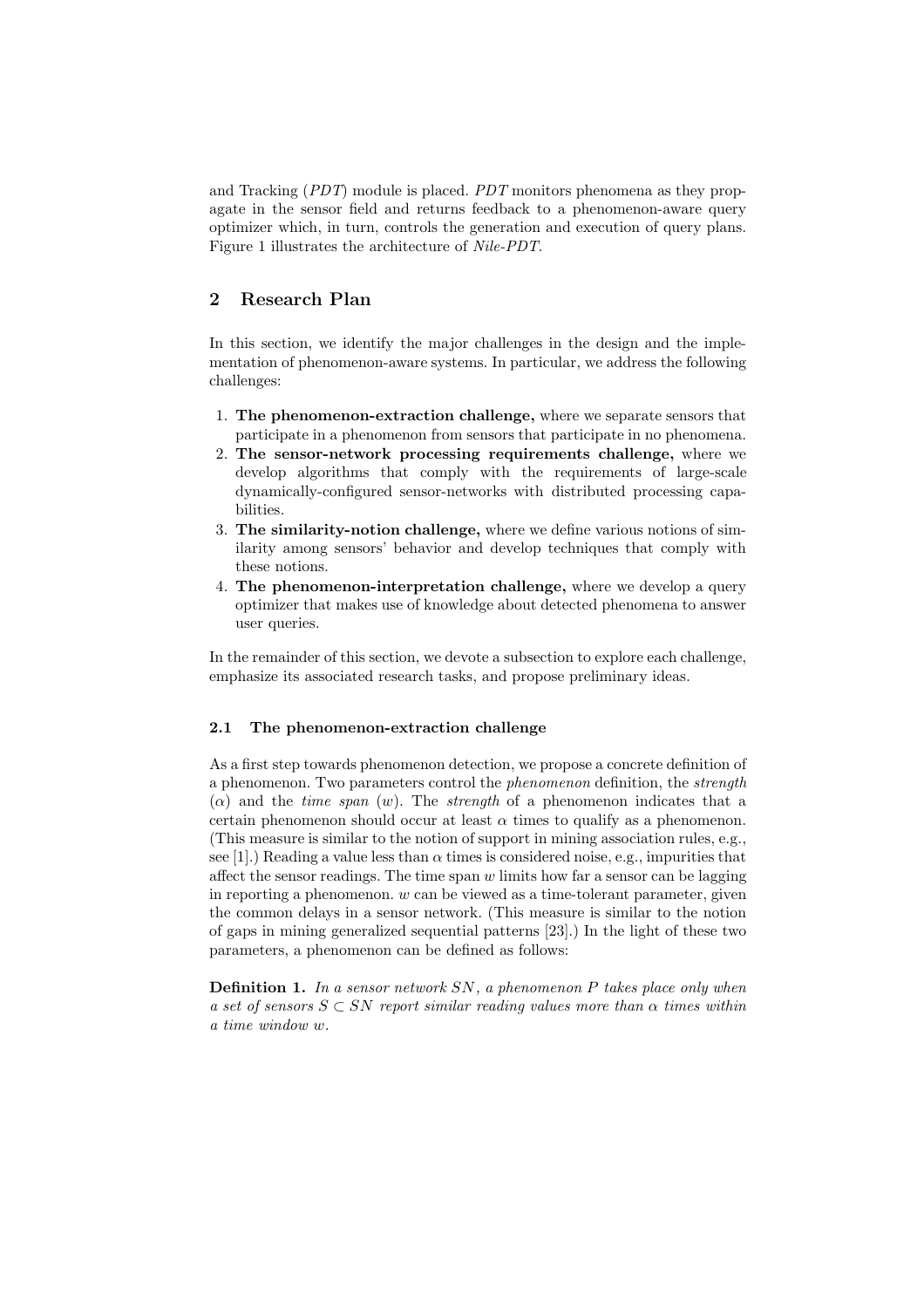and Tracking (*PDT*) module is placed. *PDT* monitors phenomena as they propagate in the sensor field and returns feedback to a phenomenon-aware query optimizer which, in turn, controls the generation and execution of query plans. Figure 1 illustrates the architecture of *Nile-PDT*.

## 2 Research Plan

In this section, we identify the major challenges in the design and the implementation of phenomenon-aware systems. In particular, we address the following challenges:

1. **The phenomenon-extraction challenge,** where we separate sensors that participate in a phenomenon from sensors that participate in no phenomena.
2. **The sensor-network processing requirements challenge,** where we develop algorithms that comply with the requirements of large-scale dynamically-configured sensor-networks with distributed processing capabilities.
3. **The similarity-notion challenge,** where we define various notions of similarity among sensors' behavior and develop techniques that comply with these notions.
4. **The phenomenon-interpretation challenge,** where we develop a query optimizer that makes use of knowledge about detected phenomena to answer user queries.

In the remainder of this section, we devote a subsection to explore each challenge, emphasize its associated research tasks, and propose preliminary ideas.

### 2.1 The phenomenon-extraction challenge

As a first step towards phenomenon detection, we propose a concrete definition of a phenomenon. Two parameters control the *phenomenon* definition, the *strength* ($\alpha$) and the *time span* ($w$). The *strength* of a phenomenon indicates that a certain phenomenon should occur at least $\alpha$ times to qualify as a phenomenon. (This measure is similar to the notion of support in mining association rules, e.g., see [1].) Reading a value less than $\alpha$ times is considered noise, e.g., impurities that affect the sensor readings. The time span $w$ limits how far a sensor can be lagging in reporting a phenomenon. $w$ can be viewed as a time-tolerant parameter, given the common delays in a sensor network. (This measure is similar to the notion of gaps in mining generalized sequential patterns [23].) In the light of these two parameters, a phenomenon can be defined as follows:

**Definition 1.** *In a sensor network $SN$, a phenomenon $P$ takes place only when a set of sensors $S \subset SN$ report similar reading values more than $\alpha$ times within a time window $w$.*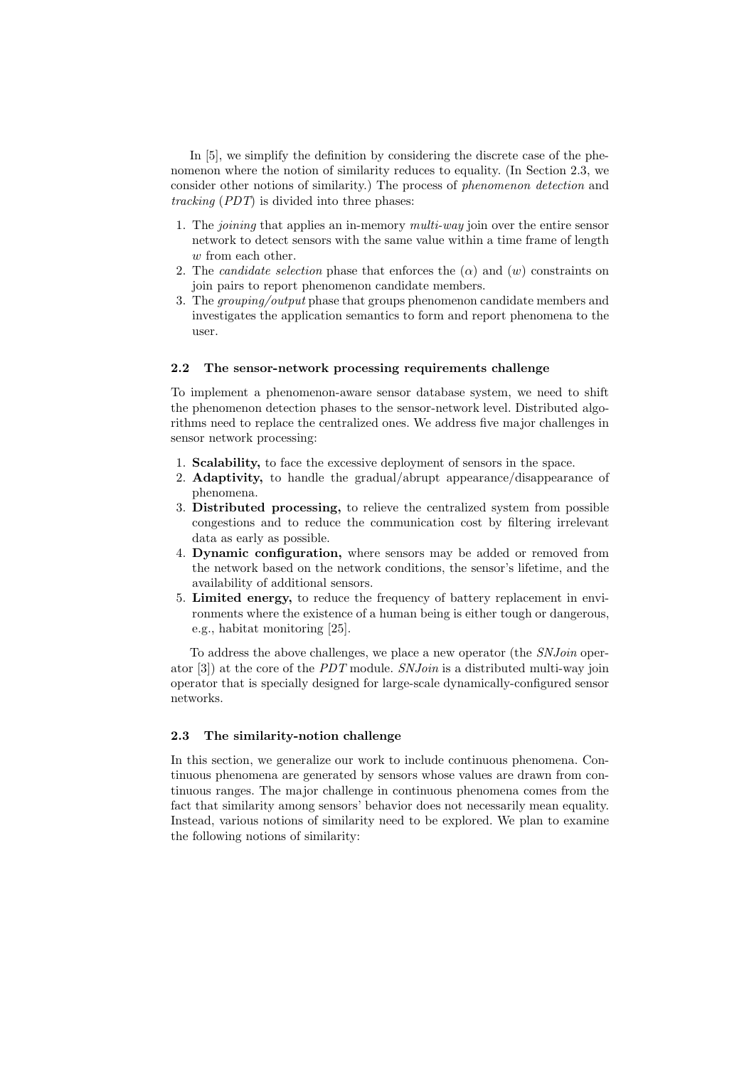In [5], we simplify the definition by considering the discrete case of the phenomenon where the notion of similarity reduces to equality. (In Section 2.3, we consider other notions of similarity.) The process of *phenomenon detection* and *tracking* (*PDT*) is divided into three phases:

1. The *joining* that applies an in-memory *multi-way* join over the entire sensor network to detect sensors with the same value within a time frame of length $w$ from each other.
2. The *candidate selection* phase that enforces the ($\alpha$) and ($w$) constraints on join pairs to report phenomenon candidate members.
3. The *grouping/output* phase that groups phenomenon candidate members and investigates the application semantics to form and report phenomena to the user.

### 2.2 The sensor-network processing requirements challenge

To implement a phenomenon-aware sensor database system, we need to shift the phenomenon detection phases to the sensor-network level. Distributed algorithms need to replace the centralized ones. We address five major challenges in sensor network processing:

1. **Scalability,** to face the excessive deployment of sensors in the space.
2. **Adaptivity,** to handle the gradual/abrupt appearance/disappearance of phenomena.
3. **Distributed processing,** to relieve the centralized system from possible congestions and to reduce the communication cost by filtering irrelevant data as early as possible.
4. **Dynamic configuration,** where sensors may be added or removed from the network based on the network conditions, the sensor's lifetime, and the availability of additional sensors.
5. **Limited energy,** to reduce the frequency of battery replacement in environments where the existence of a human being is either tough or dangerous, e.g., habitat monitoring [25].

To address the above challenges, we place a new operator (the *SNJoin* operator [3]) at the core of the *PDT* module. *SNJoin* is a distributed multi-way join operator that is specially designed for large-scale dynamically-configured sensor networks.

### 2.3 The similarity-notion challenge

In this section, we generalize our work to include continuous phenomena. Continuous phenomena are generated by sensors whose values are drawn from continuous ranges. The major challenge in continuous phenomena comes from the fact that similarity among sensors' behavior does not necessarily mean equality. Instead, various notions of similarity need to be explored. We plan to examine the following notions of similarity: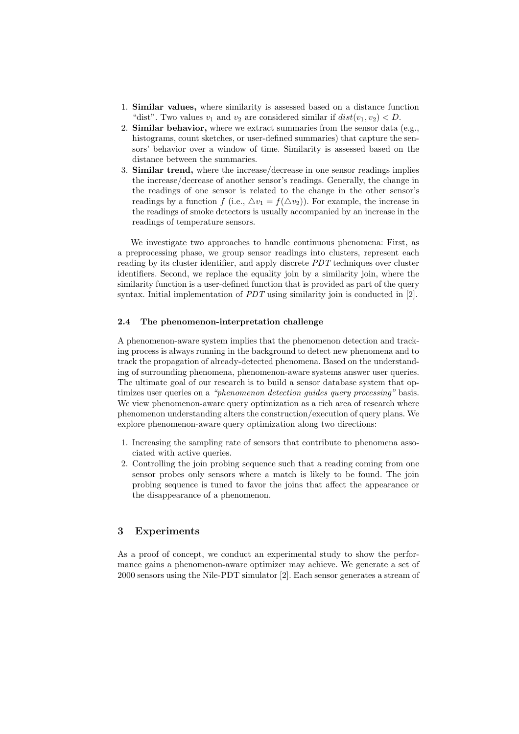1. **Similar values,** where similarity is assessed based on a distance function "dist". Two values $v_1$ and $v_2$ are considered similar if $dist(v_1, v_2) < D$.
2. **Similar behavior,** where we extract summaries from the sensor data (e.g., histograms, count sketches, or user-defined summaries) that capture the sensors' behavior over a window of time. Similarity is assessed based on the distance between the summaries.
3. **Similar trend,** where the increase/decrease in one sensor readings implies the increase/decrease of another sensor's readings. Generally, the change in the readings of one sensor is related to the change in the other sensor's readings by a function $f$ (i.e., $\triangle v_1 = f(\triangle v_2)$). For example, the increase in the readings of smoke detectors is usually accompanied by an increase in the readings of temperature sensors.

We investigate two approaches to handle continuous phenomena: First, as a preprocessing phase, we group sensor readings into clusters, represent each reading by its cluster identifier, and apply discrete *PDT* techniques over cluster identifiers. Second, we replace the equality join by a similarity join, where the similarity function is a user-defined function that is provided as part of the query syntax. Initial implementation of *PDT* using similarity join is conducted in [2].

### 2.4 The phenomenon-interpretation challenge

A phenomenon-aware system implies that the phenomenon detection and tracking process is always running in the background to detect new phenomena and to track the propagation of already-detected phenomena. Based on the understanding of surrounding phenomena, phenomenon-aware systems answer user queries. The ultimate goal of our research is to build a sensor database system that optimizes user queries on a *"phenomenon detection guides query processing"* basis. We view phenomenon-aware query optimization as a rich area of research where phenomenon understanding alters the construction/execution of query plans. We explore phenomenon-aware query optimization along two directions:

1. Increasing the sampling rate of sensors that contribute to phenomena associated with active queries.
2. Controlling the join probing sequence such that a reading coming from one sensor probes only sensors where a match is likely to be found. The join probing sequence is tuned to favor the joins that affect the appearance or the disappearance of a phenomenon.

## 3 Experiments

As a proof of concept, we conduct an experimental study to show the performance gains a phenomenon-aware optimizer may achieve. We generate a set of 2000 sensors using the Nile-PDT simulator [2]. Each sensor generates a stream of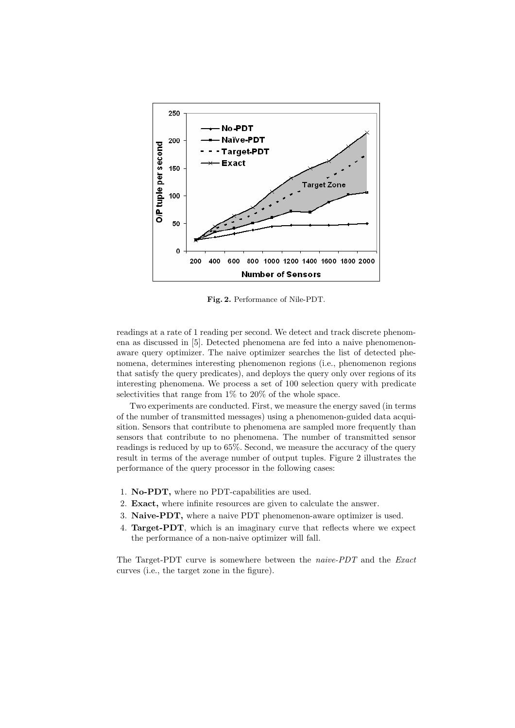**Fig. 2.** Performance of Nile-PDT.

readings at a rate of 1 reading per second. We detect and track discrete phenomena as discussed in [5]. Detected phenomena are fed into a naive phenomenon-aware query optimizer. The naive optimizer searches the list of detected phenomena, determines interesting phenomenon regions (i.e., phenomenon regions that satisfy the query predicates), and deploys the query only over regions of its interesting phenomena. We process a set of 100 selection query with predicate selectivities that range from 1% to 20% of the whole space.

Two experiments are conducted. First, we measure the energy saved (in terms of the number of transmitted messages) using a phenomenon-guided data acquisition. Sensors that contribute to phenomena are sampled more frequently than sensors that contribute to no phenomena. The number of transmitted sensor readings is reduced by up to 65%. Second, we measure the accuracy of the query result in terms of the average number of output tuples. Figure 2 illustrates the performance of the query processor in the following cases:

1. **No-PDT,** where no PDT-capabilities are used.
2. **Exact,** where infinite resources are given to calculate the answer.
3. **Naive-PDT,** where a naive PDT phenomenon-aware optimizer is used.
4. **Target-PDT**, which is an imaginary curve that reflects where we expect the performance of a non-naive optimizer will fall.

The Target-PDT curve is somewhere between the *naive-PDT* and the *Exact* curves (i.e., the target zone in the figure).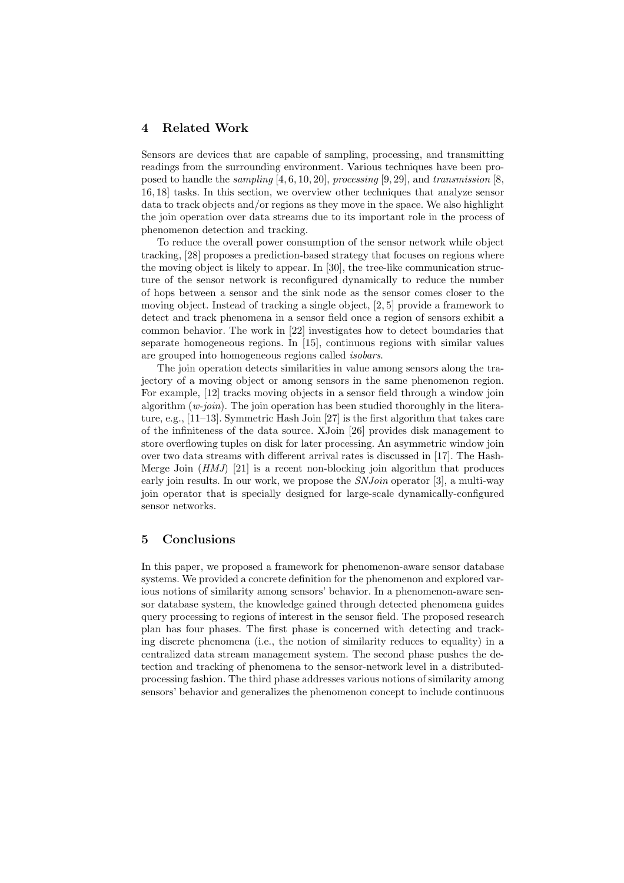## 4 Related Work

Sensors are devices that are capable of sampling, processing, and transmitting readings from the surrounding environment. Various techniques have been proposed to handle the *sampling* [4, 6, 10, 20], *processing* [9, 29], and *transmission* [8, 16, 18] tasks. In this section, we overview other techniques that analyze sensor data to track objects and/or regions as they move in the space. We also highlight the join operation over data streams due to its important role in the process of phenomenon detection and tracking.

To reduce the overall power consumption of the sensor network while object tracking, [28] proposes a prediction-based strategy that focuses on regions where the moving object is likely to appear. In [30], the tree-like communication structure of the sensor network is reconfigured dynamically to reduce the number of hops between a sensor and the sink node as the sensor comes closer to the moving object. Instead of tracking a single object, [2, 5] provide a framework to detect and track phenomena in a sensor field once a region of sensors exhibit a common behavior. The work in [22] investigates how to detect boundaries that separate homogeneous regions. In [15], continuous regions with similar values are grouped into homogeneous regions called *isobars*.

The join operation detects similarities in value among sensors along the trajectory of a moving object or among sensors in the same phenomenon region. For example, [12] tracks moving objects in a sensor field through a window join algorithm (*w-join*). The join operation has been studied thoroughly in the literature, e.g., [11–13]. Symmetric Hash Join [27] is the first algorithm that takes care of the infiniteness of the data source. XJoin [26] provides disk management to store overflowing tuples on disk for later processing. An asymmetric window join over two data streams with different arrival rates is discussed in [17]. The Hash-Merge Join (*HMJ*) [21] is a recent non-blocking join algorithm that produces early join results. In our work, we propose the *SNJoin* operator [3], a multi-way join operator that is specially designed for large-scale dynamically-configured sensor networks.

## 5 Conclusions

In this paper, we proposed a framework for phenomenon-aware sensor database systems. We provided a concrete definition for the phenomenon and explored various notions of similarity among sensors' behavior. In a phenomenon-aware sensor database system, the knowledge gained through detected phenomena guides query processing to regions of interest in the sensor field. The proposed research plan has four phases. The first phase is concerned with detecting and tracking discrete phenomena (i.e., the notion of similarity reduces to equality) in a centralized data stream management system. The second phase pushes the detection and tracking of phenomena to the sensor-network level in a distributed-processing fashion. The third phase addresses various notions of similarity among sensors' behavior and generalizes the phenomenon concept to include continuous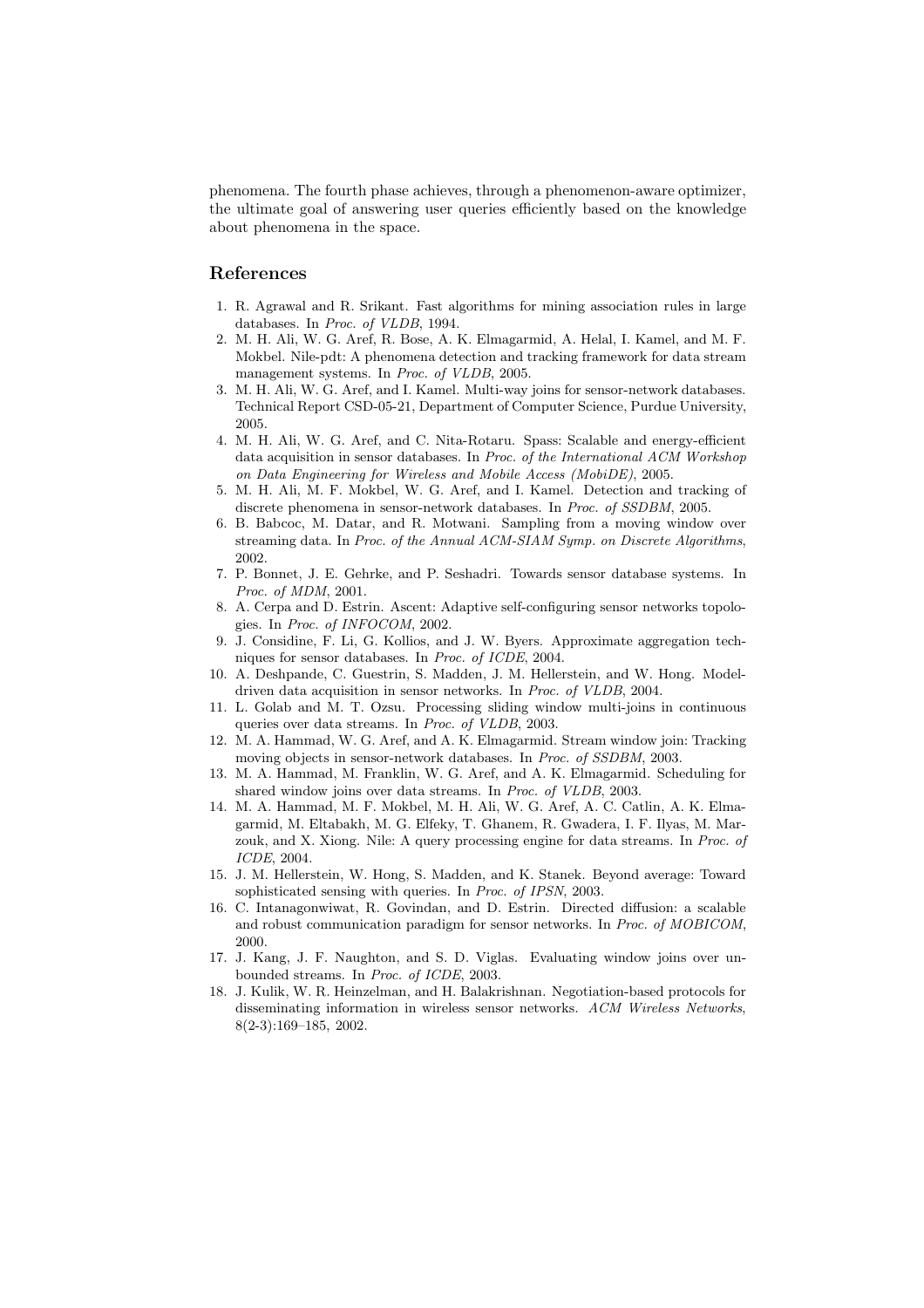phenomena. The fourth phase achieves, through a phenomenon-aware optimizer, the ultimate goal of answering user queries efficiently based on the knowledge about phenomena in the space.

## References

1. R. Agrawal and R. Srikant. Fast algorithms for mining association rules in large databases. In *Proc. of VLDB*, 1994.
2. M. H. Ali, W. G. Aref, R. Bose, A. K. Elmagarmid, A. Helal, I. Kamel, and M. F. Mokbel. Nile-pdt: A phenomena detection and tracking framework for data stream management systems. In *Proc. of VLDB*, 2005.
3. M. H. Ali, W. G. Aref, and I. Kamel. Multi-way joins for sensor-network databases. Technical Report CSD-05-21, Department of Computer Science, Purdue University, 2005.
4. M. H. Ali, W. G. Aref, and C. Nita-Rotaru. Spass: Scalable and energy-efficient data acquisition in sensor databases. In *Proc. of the International ACM Workshop on Data Engineering for Wireless and Mobile Access (MobiDE)*, 2005.
5. M. H. Ali, M. F. Mokbel, W. G. Aref, and I. Kamel. Detection and tracking of discrete phenomena in sensor-network databases. In *Proc. of SSDBM*, 2005.
6. B. Babcoc, M. Datar, and R. Motwani. Sampling from a moving window over streaming data. In *Proc. of the Annual ACM-SIAM Symp. on Discrete Algorithms*, 2002.
7. P. Bonnet, J. E. Gehrke, and P. Seshadri. Towards sensor database systems. In *Proc. of MDM*, 2001.
8. A. Cerpa and D. Estrin. Ascent: Adaptive self-configuring sensor networks topologies. In *Proc. of INFOCOM*, 2002.
9. J. Considine, F. Li, G. Kollios, and J. W. Byers. Approximate aggregation techniques for sensor databases. In *Proc. of ICDE*, 2004.
10. A. Deshpande, C. Guestrin, S. Madden, J. M. Hellerstein, and W. Hong. Model-driven data acquisition in sensor networks. In *Proc. of VLDB*, 2004.
11. L. Golab and M. T. Ozsu. Processing sliding window multi-joins in continuous queries over data streams. In *Proc. of VLDB*, 2003.
12. M. A. Hammad, W. G. Aref, and A. K. Elmagarmid. Stream window join: Tracking moving objects in sensor-network databases. In *Proc. of SSDBM*, 2003.
13. M. A. Hammad, M. Franklin, W. G. Aref, and A. K. Elmagarmid. Scheduling for shared window joins over data streams. In *Proc. of VLDB*, 2003.
14. M. A. Hammad, M. F. Mokbel, M. H. Ali, W. G. Aref, A. C. Catlin, A. K. Elmagarmid, M. Eltabakh, M. G. Elfeky, T. Ghanem, R. Gwadera, I. F. Ilyas, M. Marzouk, and X. Xiong. Nile: A query processing engine for data streams. In *Proc. of ICDE*, 2004.
15. J. M. Hellerstein, W. Hong, S. Madden, and K. Stanek. Beyond average: Toward sophisticated sensing with queries. In *Proc. of IPSN*, 2003.
16. C. Intanagonwiwat, R. Govindan, and D. Estrin. Directed diffusion: a scalable and robust communication paradigm for sensor networks. In *Proc. of MOBICOM*, 2000.
17. J. Kang, J. F. Naughton, and S. D. Viglas. Evaluating window joins over unbounded streams. In *Proc. of ICDE*, 2003.
18. J. Kulik, W. R. Heinzelman, and H. Balakrishnan. Negotiation-based protocols for disseminating information in wireless sensor networks. *ACM Wireless Networks*, 8(2-3):169–185, 2002.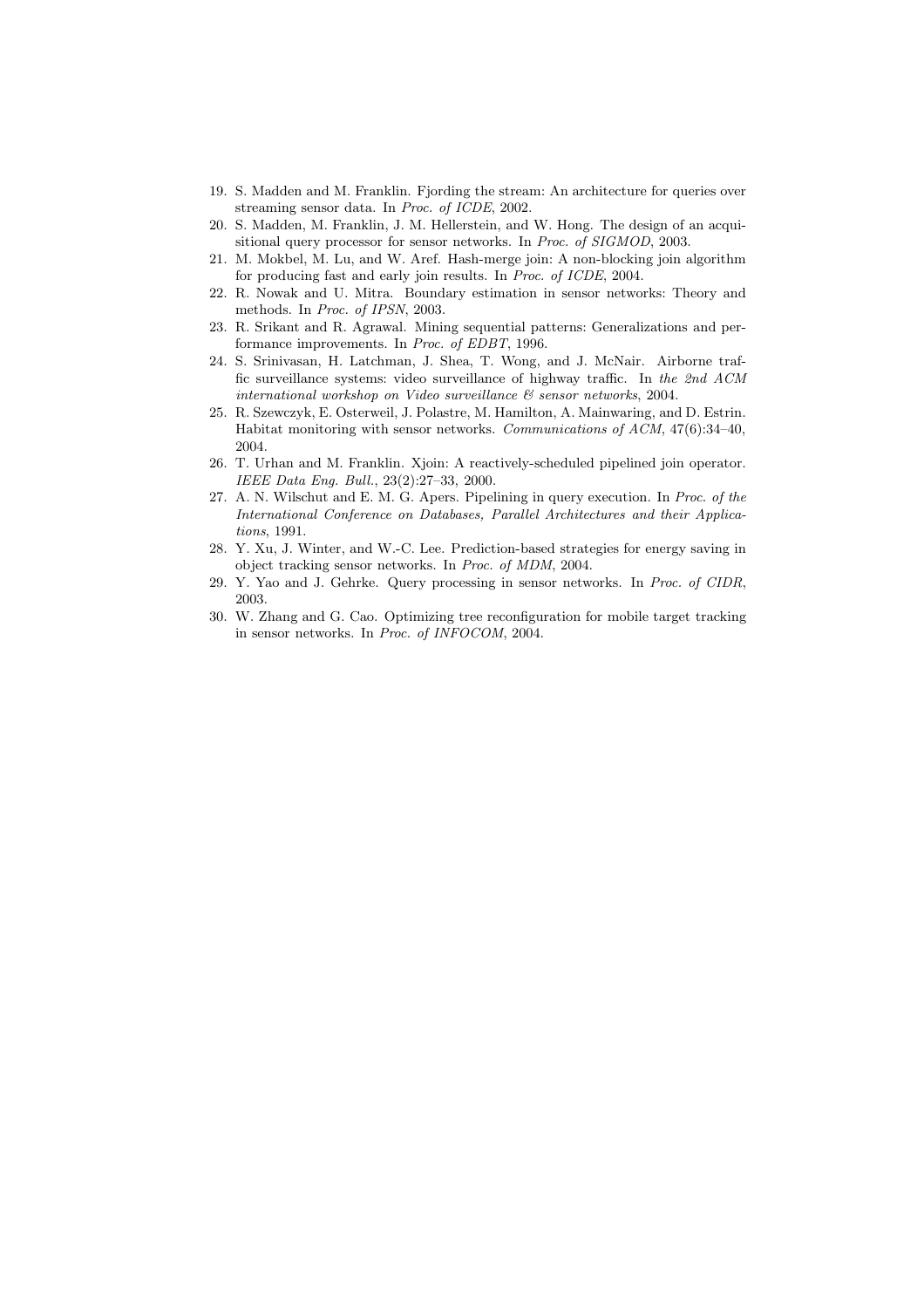19. S. Madden and M. Franklin. Fjording the stream: An architecture for queries over streaming sensor data. In *Proc. of ICDE*, 2002.
20. S. Madden, M. Franklin, J. M. Hellerstein, and W. Hong. The design of an acquisitional query processor for sensor networks. In *Proc. of SIGMOD*, 2003.
21. M. Mokbel, M. Lu, and W. Aref. Hash-merge join: A non-blocking join algorithm for producing fast and early join results. In *Proc. of ICDE*, 2004.
22. R. Nowak and U. Mitra. Boundary estimation in sensor networks: Theory and methods. In *Proc. of IPSN*, 2003.
23. R. Srikant and R. Agrawal. Mining sequential patterns: Generalizations and performance improvements. In *Proc. of EDBT*, 1996.
24. S. Srinivasan, H. Latchman, J. Shea, T. Wong, and J. McNair. Airborne traffic surveillance systems: video surveillance of highway traffic. In *the 2nd ACM international workshop on Video surveillance & sensor networks*, 2004.
25. R. Szewczyk, E. Osterweil, J. Polastre, M. Hamilton, A. Mainwaring, and D. Estrin. Habitat monitoring with sensor networks. *Communications of ACM*, 47(6):34–40, 2004.
26. T. Urhan and M. Franklin. Xjoin: A reactively-scheduled pipelined join operator. *IEEE Data Eng. Bull.*, 23(2):27–33, 2000.
27. A. N. Wilschut and E. M. G. Apers. Pipelining in query execution. In *Proc. of the International Conference on Databases, Parallel Architectures and their Applications*, 1991.
28. Y. Xu, J. Winter, and W.-C. Lee. Prediction-based strategies for energy saving in object tracking sensor networks. In *Proc. of MDM*, 2004.
29. Y. Yao and J. Gehrke. Query processing in sensor networks. In *Proc. of CIDR*, 2003.
30. W. Zhang and G. Cao. Optimizing tree reconfiguration for mobile target tracking in sensor networks. In *Proc. of INFOCOM*, 2004.